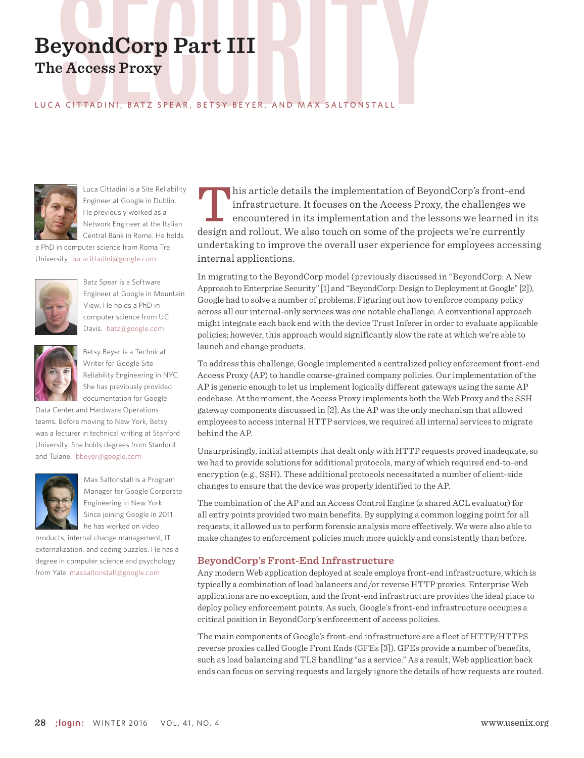# BeyondCorp Part III

## The Access Proxy

LUCA CITTADINI, BATZ SPEAR, BETSY BEYER, AND MAX SALTONSTALL

Luca Cittadini is a Site Reliability Engineer at Google in Dublin. He previously worked as a Network Engineer at the Italian Central Bank in Rome. He holds a PhD in computer science from Roma Tre University. lucacittadini@google.com

Batz Spear is a Software Engineer at Google in Mountain View. He holds a PhD in computer science from UC Davis. batz@google.com

Betsy Beyer is a Technical Writer for Google Site Reliability Engineering in NYC. She has previously provided documentation for Google Data Center and Hardware Operations teams. Before moving to New York, Betsy was a lecturer in technical writing at Stanford University. She holds degrees from Stanford and Tulane. bbeyer@google.com

Max Saltonstall is a Program Manager for Google Corporate Engineering in New York. Since joining Google in 2011 he has worked on video products, internal change management, IT externalization, and coding puzzles. He has a degree in computer science and psychology from Yale. maxsaltonstall@google.com

This article details the implementation of BeyondCorp's front-end infrastructure. It focuses on the Access Proxy, the challenges we encountered in its implementation and the lessons we learned in its design and rollout. We also touch on some of the projects we're currently undertaking to improve the overall user experience for employees accessing internal applications.

In migrating to the BeyondCorp model (previously discussed in "BeyondCorp: A New Approach to Enterprise Security" [1] and "BeyondCorp: Design to Deployment at Google" [2]), Google had to solve a number of problems. Figuring out how to enforce company policy across all our internal-only services was one notable challenge. A conventional approach might integrate each back end with the device Trust Inferer in order to evaluate applicable policies; however, this approach would significantly slow the rate at which we're able to launch and change products.

To address this challenge, Google implemented a centralized policy enforcement front-end Access Proxy (AP) to handle coarse-grained company policies. Our implementation of the AP is generic enough to let us implement logically different gateways using the same AP codebase. At the moment, the Access Proxy implements both the Web Proxy and the SSH gateway components discussed in [2]. As the AP was the only mechanism that allowed employees to access internal HTTP services, we required all internal services to migrate behind the AP.

Unsurprisingly, initial attempts that dealt only with HTTP requests proved inadequate, so we had to provide solutions for additional protocols, many of which required end-to-end encryption (e.g., SSH). These additional protocols necessitated a number of client-side changes to ensure that the device was properly identified to the AP.

The combination of the AP and an Access Control Engine (a shared ACL evaluator) for all entry points provided two main benefits. By supplying a common logging point for all requests, it allowed us to perform forensic analysis more effectively. We were also able to make changes to enforcement policies much more quickly and consistently than before.

### BeyondCorp's Front-End Infrastructure

Any modern Web application deployed at scale employs front-end infrastructure, which is typically a combination of load balancers and/or reverse HTTP proxies. Enterprise Web applications are no exception, and the front-end infrastructure provides the ideal place to deploy policy enforcement points. As such, Google's front-end infrastructure occupies a critical position in BeyondCorp's enforcement of access policies.

The main components of Google's front-end infrastructure are a fleet of HTTP/HTTPS reverse proxies called Google Front Ends (GFEs [3]). GFEs provide a number of benefits, such as load balancing and TLS handling "as a service." As a result, Web application back ends can focus on serving requests and largely ignore the details of how requests are routed.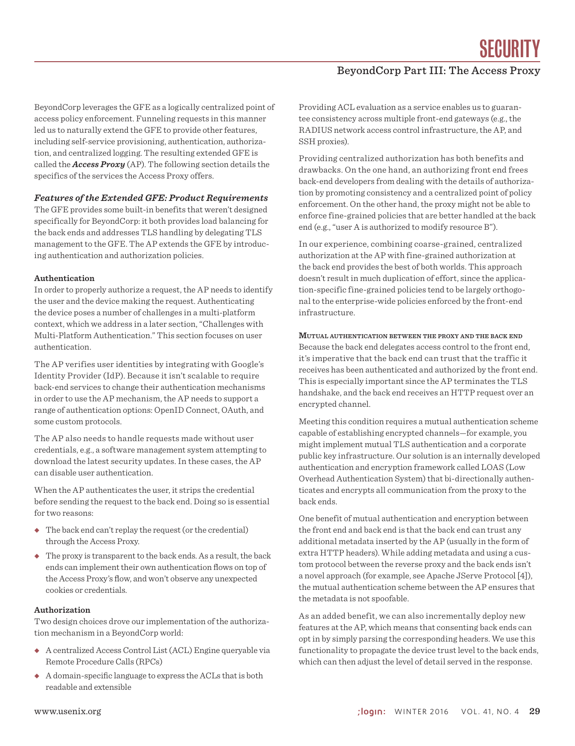BeyondCorp leverages the GFE as a logically centralized point of access policy enforcement. Funneling requests in this manner led us to naturally extend the GFE to provide other features, including self-service provisioning, authentication, authorization, and centralized logging. The resulting extended GFE is called the ***Access Proxy*** (AP). The following section details the specifics of the services the Access Proxy offers.

### *Features of the Extended GFE: Product Requirements*

The GFE provides some built-in benefits that weren't designed specifically for BeyondCorp: it both provides load balancing for the back ends and addresses TLS handling by delegating TLS management to the GFE. The AP extends the GFE by introducing authentication and authorization policies.

#### Authentication

In order to properly authorize a request, the AP needs to identify the user and the device making the request. Authenticating the device poses a number of challenges in a multi-platform context, which we address in a later section, "Challenges with Multi-Platform Authentication." This section focuses on user authentication.

The AP verifies user identities by integrating with Google's Identity Provider (IdP). Because it isn't scalable to require back-end services to change their authentication mechanisms in order to use the AP mechanism, the AP needs to support a range of authentication options: OpenID Connect, OAuth, and some custom protocols.

The AP also needs to handle requests made without user credentials, e.g., a software management system attempting to download the latest security updates. In these cases, the AP can disable user authentication.

When the AP authenticates the user, it strips the credential before sending the request to the back end. Doing so is essential for two reasons:

- The back end can't replay the request (or the credential) through the Access Proxy.
- The proxy is transparent to the back ends. As a result, the back ends can implement their own authentication flows on top of the Access Proxy's flow, and won't observe any unexpected cookies or credentials.

#### Authorization

Two design choices drove our implementation of the authorization mechanism in a BeyondCorp world:

- A centralized Access Control List (ACL) Engine queryable via Remote Procedure Calls (RPCs)
- A domain-specific language to express the ACLs that is both readable and extensible

Providing ACL evaluation as a service enables us to guarantee consistency across multiple front-end gateways (e.g., the RADIUS network access control infrastructure, the AP, and SSH proxies).

Providing centralized authorization has both benefits and drawbacks. On the one hand, an authorizing front end frees back-end developers from dealing with the details of authorization by promoting consistency and a centralized point of policy enforcement. On the other hand, the proxy might not be able to enforce fine-grained policies that are better handled at the back end (e.g., "user A is authorized to modify resource B").

In our experience, combining coarse-grained, centralized authorization at the AP with fine-grained authorization at the back end provides the best of both worlds. This approach doesn't result in much duplication of effort, since the application-specific fine-grained policies tend to be largely orthogonal to the enterprise-wide policies enforced by the front-end infrastructure.

##### Mutual authentication between the proxy and the back end

Because the back end delegates access control to the front end, it's imperative that the back end can trust that the traffic it receives has been authenticated and authorized by the front end. This is especially important since the AP terminates the TLS handshake, and the back end receives an HTTP request over an encrypted channel.

Meeting this condition requires a mutual authentication scheme capable of establishing encrypted channels—for example, you might implement mutual TLS authentication and a corporate public key infrastructure. Our solution is an internally developed authentication and encryption framework called LOAS (Low Overhead Authentication System) that bi-directionally authenticates and encrypts all communication from the proxy to the back ends.

One benefit of mutual authentication and encryption between the front end and back end is that the back end can trust any additional metadata inserted by the AP (usually in the form of extra HTTP headers). While adding metadata and using a custom protocol between the reverse proxy and the back ends isn't a novel approach (for example, see Apache JServe Protocol [4]), the mutual authentication scheme between the AP ensures that the metadata is not spoofable.

As an added benefit, we can also incrementally deploy new features at the AP, which means that consenting back ends can opt in by simply parsing the corresponding headers. We use this functionality to propagate the device trust level to the back ends, which can then adjust the level of detail served in the response.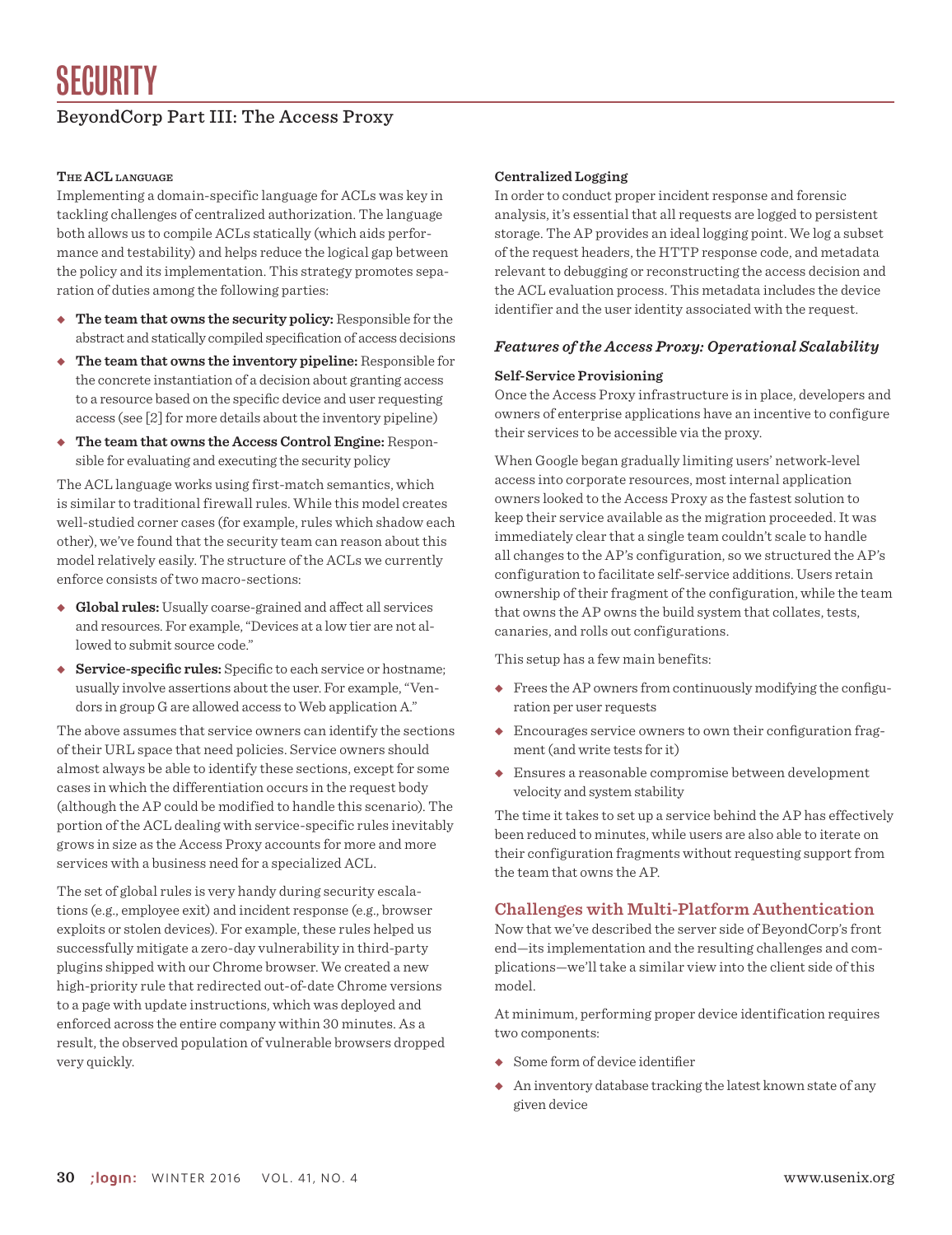#### The ACL language

Implementing a domain-specific language for ACLs was key in tackling challenges of centralized authorization. The language both allows us to compile ACLs statically (which aids performance and testability) and helps reduce the logical gap between the policy and its implementation. This strategy promotes separation of duties among the following parties:

- **The team that owns the security policy:** Responsible for the abstract and statically compiled specification of access decisions
- **The team that owns the inventory pipeline:** Responsible for the concrete instantiation of a decision about granting access to a resource based on the specific device and user requesting access (see [2] for more details about the inventory pipeline)
- **The team that owns the Access Control Engine:** Responsible for evaluating and executing the security policy

The ACL language works using first-match semantics, which is similar to traditional firewall rules. While this model creates well-studied corner cases (for example, rules which shadow each other), we've found that the security team can reason about this model relatively easily. The structure of the ACLs we currently enforce consists of two macro-sections:

- **Global rules:** Usually coarse-grained and affect all services and resources. For example, "Devices at a low tier are not allowed to submit source code."
- **Service-specific rules:** Specific to each service or hostname; usually involve assertions about the user. For example, "Vendors in group G are allowed access to Web application A."

The above assumes that service owners can identify the sections of their URL space that need policies. Service owners should almost always be able to identify these sections, except for some cases in which the differentiation occurs in the request body (although the AP could be modified to handle this scenario). The portion of the ACL dealing with service-specific rules inevitably grows in size as the Access Proxy accounts for more and more services with a business need for a specialized ACL.

The set of global rules is very handy during security escalations (e.g., employee exit) and incident response (e.g., browser exploits or stolen devices). For example, these rules helped us successfully mitigate a zero-day vulnerability in third-party plugins shipped with our Chrome browser. We created a new high-priority rule that redirected out-of-date Chrome versions to a page with update instructions, which was deployed and enforced across the entire company within 30 minutes. As a result, the observed population of vulnerable browsers dropped very quickly.

#### Centralized Logging

In order to conduct proper incident response and forensic analysis, it's essential that all requests are logged to persistent storage. The AP provides an ideal logging point. We log a subset of the request headers, the HTTP response code, and metadata relevant to debugging or reconstructing the access decision and the ACL evaluation process. This metadata includes the device identifier and the user identity associated with the request.

### *Features of the Access Proxy: Operational Scalability*

#### Self-Service Provisioning

Once the Access Proxy infrastructure is in place, developers and owners of enterprise applications have an incentive to configure their services to be accessible via the proxy.

When Google began gradually limiting users' network-level access into corporate resources, most internal application owners looked to the Access Proxy as the fastest solution to keep their service available as the migration proceeded. It was immediately clear that a single team couldn't scale to handle all changes to the AP's configuration, so we structured the AP's configuration to facilitate self-service additions. Users retain ownership of their fragment of the configuration, while the team that owns the AP owns the build system that collates, tests, canaries, and rolls out configurations.

This setup has a few main benefits:

- Frees the AP owners from continuously modifying the configuration per user requests
- Encourages service owners to own their configuration fragment (and write tests for it)
- Ensures a reasonable compromise between development velocity and system stability

The time it takes to set up a service behind the AP has effectively been reduced to minutes, while users are also able to iterate on their configuration fragments without requesting support from the team that owns the AP.

## Challenges with Multi-Platform Authentication

Now that we've described the server side of BeyondCorp's front end—its implementation and the resulting challenges and complications—we'll take a similar view into the client side of this model.

At minimum, performing proper device identification requires two components:

- Some form of device identifier
- An inventory database tracking the latest known state of any given device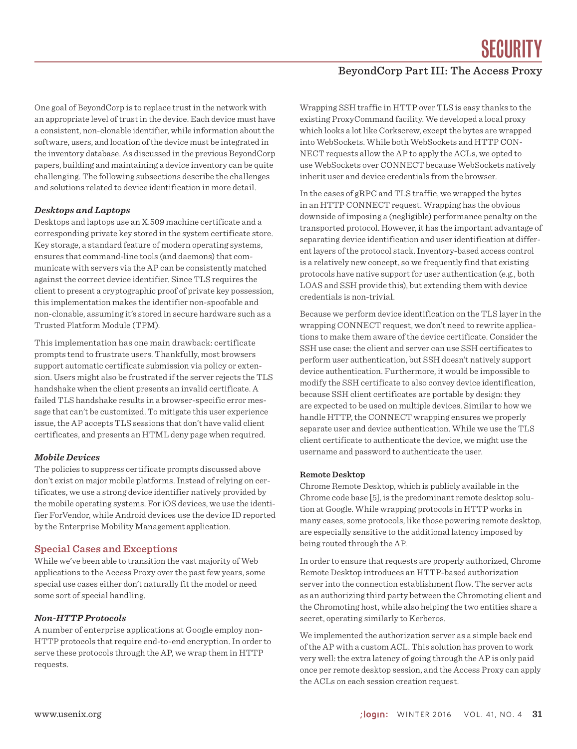One goal of BeyondCorp is to replace trust in the network with an appropriate level of trust in the device. Each device must have a consistent, non-clonable identifier, while information about the software, users, and location of the device must be integrated in the inventory database. As discussed in the previous BeyondCorp papers, building and maintaining a device inventory can be quite challenging. The following subsections describe the challenges and solutions related to device identification in more detail.

### *Desktops and Laptops*

Desktops and laptops use an X.509 machine certificate and a corresponding private key stored in the system certificate store. Key storage, a standard feature of modern operating systems, ensures that command-line tools (and daemons) that communicate with servers via the AP can be consistently matched against the correct device identifier. Since TLS requires the client to present a cryptographic proof of private key possession, this implementation makes the identifier non-spoofable and non-clonable, assuming it's stored in secure hardware such as a Trusted Platform Module (TPM).

This implementation has one main drawback: certificate prompts tend to frustrate users. Thankfully, most browsers support automatic certificate submission via policy or extension. Users might also be frustrated if the server rejects the TLS handshake when the client presents an invalid certificate. A failed TLS handshake results in a browser-specific error message that can't be customized. To mitigate this user experience issue, the AP accepts TLS sessions that don't have valid client certificates, and presents an HTML deny page when required.

### *Mobile Devices*

The policies to suppress certificate prompts discussed above don't exist on major mobile platforms. Instead of relying on certificates, we use a strong device identifier natively provided by the mobile operating systems. For iOS devices, we use the identifier ForVendor, while Android devices use the device ID reported by the Enterprise Mobility Management application.

## Special Cases and Exceptions

While we've been able to transition the vast majority of Web applications to the Access Proxy over the past few years, some special use cases either don't naturally fit the model or need some sort of special handling.

### *Non-HTTP Protocols*

A number of enterprise applications at Google employ non-HTTP protocols that require end-to-end encryption. In order to serve these protocols through the AP, we wrap them in HTTP requests.

Wrapping SSH traffic in HTTP over TLS is easy thanks to the existing ProxyCommand facility. We developed a local proxy which looks a lot like Corkscrew, except the bytes are wrapped into WebSockets. While both WebSockets and HTTP CONNECT requests allow the AP to apply the ACLs, we opted to use WebSockets over CONNECT because WebSockets natively inherit user and device credentials from the browser.

In the cases of gRPC and TLS traffic, we wrapped the bytes in an HTTP CONNECT request. Wrapping has the obvious downside of imposing a (negligible) performance penalty on the transported protocol. However, it has the important advantage of separating device identification and user identification at different layers of the protocol stack. Inventory-based access control is a relatively new concept, so we frequently find that existing protocols have native support for user authentication (e.g., both LOAS and SSH provide this), but extending them with device credentials is non-trivial.

Because we perform device identification on the TLS layer in the wrapping CONNECT request, we don't need to rewrite applications to make them aware of the device certificate. Consider the SSH use case: the client and server can use SSH certificates to perform user authentication, but SSH doesn't natively support device authentication. Furthermore, it would be impossible to modify the SSH certificate to also convey device identification, because SSH client certificates are portable by design: they are expected to be used on multiple devices. Similar to how we handle HTTP, the CONNECT wrapping ensures we properly separate user and device authentication. While we use the TLS client certificate to authenticate the device, we might use the username and password to authenticate the user.

#### **Remote Desktop**

Chrome Remote Desktop, which is publicly available in the Chrome code base [5], is the predominant remote desktop solution at Google. While wrapping protocols in HTTP works in many cases, some protocols, like those powering remote desktop, are especially sensitive to the additional latency imposed by being routed through the AP.

In order to ensure that requests are properly authorized, Chrome Remote Desktop introduces an HTTP-based authorization server into the connection establishment flow. The server acts as an authorizing third party between the Chromoting client and the Chromoting host, while also helping the two entities share a secret, operating similarly to Kerberos.

We implemented the authorization server as a simple back end of the AP with a custom ACL. This solution has proven to work very well: the extra latency of going through the AP is only paid once per remote desktop session, and the Access Proxy can apply the ACLs on each session creation request.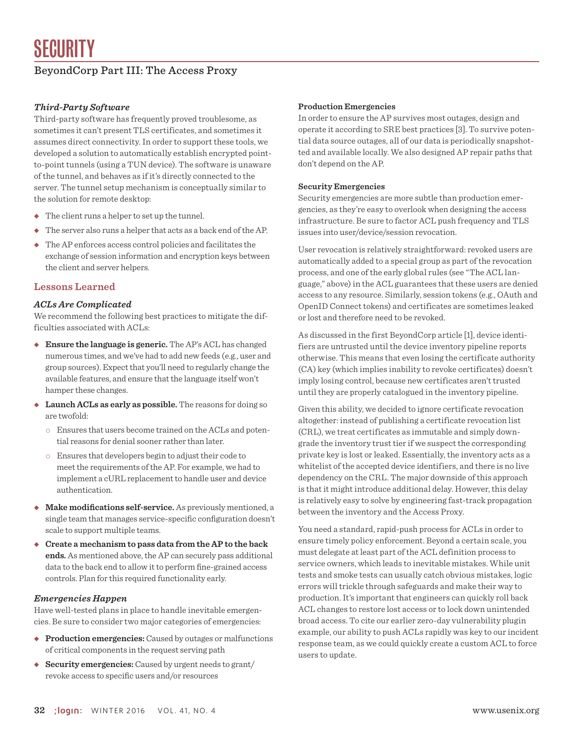### *Third-Party Software*

Third-party software has frequently proved troublesome, as sometimes it can't present TLS certificates, and sometimes it assumes direct connectivity. In order to support these tools, we developed a solution to automatically establish encrypted point-to-point tunnels (using a TUN device). The software is unaware of the tunnel, and behaves as if it's directly connected to the server. The tunnel setup mechanism is conceptually similar to the solution for remote desktop:

- The client runs a helper to set up the tunnel.
- The server also runs a helper that acts as a back end of the AP.
- The AP enforces access control policies and facilitates the exchange of session information and encryption keys between the client and server helpers.

## Lessons Learned

### *ACLs Are Complicated*

We recommend the following best practices to mitigate the difficulties associated with ACLs:

- **Ensure the language is generic.** The AP's ACL has changed numerous times, and we've had to add new feeds (e.g., user and group sources). Expect that you'll need to regularly change the available features, and ensure that the language itself won't hamper these changes.
- **Launch ACLs as early as possible.** The reasons for doing so are twofold:
  - Ensures that users become trained on the ACLs and potential reasons for denial sooner rather than later.
  - Ensures that developers begin to adjust their code to meet the requirements of the AP. For example, we had to implement a cURL replacement to handle user and device authentication.
- **Make modifications self-service.** As previously mentioned, a single team that manages service-specific configuration doesn't scale to support multiple teams.
- **Create a mechanism to pass data from the AP to the back ends.** As mentioned above, the AP can securely pass additional data to the back end to allow it to perform fine-grained access controls. Plan for this required functionality early.

### *Emergencies Happen*

Have well-tested plans in place to handle inevitable emergencies. Be sure to consider two major categories of emergencies:

- **Production emergencies:** Caused by outages or malfunctions of critical components in the request serving path
- **Security emergencies:** Caused by urgent needs to grant/revoke access to specific users and/or resources

#### Production Emergencies

In order to ensure the AP survives most outages, design and operate it according to SRE best practices [3]. To survive potential data source outages, all of our data is periodically snapshotted and available locally. We also designed AP repair paths that don't depend on the AP.

#### Security Emergencies

Security emergencies are more subtle than production emergencies, as they're easy to overlook when designing the access infrastructure. Be sure to factor ACL push frequency and TLS issues into user/device/session revocation.

User revocation is relatively straightforward: revoked users are automatically added to a special group as part of the revocation process, and one of the early global rules (see "The ACL language," above) in the ACL guarantees that these users are denied access to any resource. Similarly, session tokens (e.g., OAuth and OpenID Connect tokens) and certificates are sometimes leaked or lost and therefore need to be revoked.

As discussed in the first BeyondCorp article [1], device identifiers are untrusted until the device inventory pipeline reports otherwise. This means that even losing the certificate authority (CA) key (which implies inability to revoke certificates) doesn't imply losing control, because new certificates aren't trusted until they are properly catalogued in the inventory pipeline.

Given this ability, we decided to ignore certificate revocation altogether: instead of publishing a certificate revocation list (CRL), we treat certificates as immutable and simply downgrade the inventory trust tier if we suspect the corresponding private key is lost or leaked. Essentially, the inventory acts as a whitelist of the accepted device identifiers, and there is no live dependency on the CRL. The major downside of this approach is that it might introduce additional delay. However, this delay is relatively easy to solve by engineering fast-track propagation between the inventory and the Access Proxy.

You need a standard, rapid-push process for ACLs in order to ensure timely policy enforcement. Beyond a certain scale, you must delegate at least part of the ACL definition process to service owners, which leads to inevitable mistakes. While unit tests and smoke tests can usually catch obvious mistakes, logic errors will trickle through safeguards and make their way to production. It's important that engineers can quickly roll back ACL changes to restore lost access or to lock down unintended broad access. To cite our earlier zero-day vulnerability plugin example, our ability to push ACLs rapidly was key to our incident response team, as we could quickly create a custom ACL to force users to update.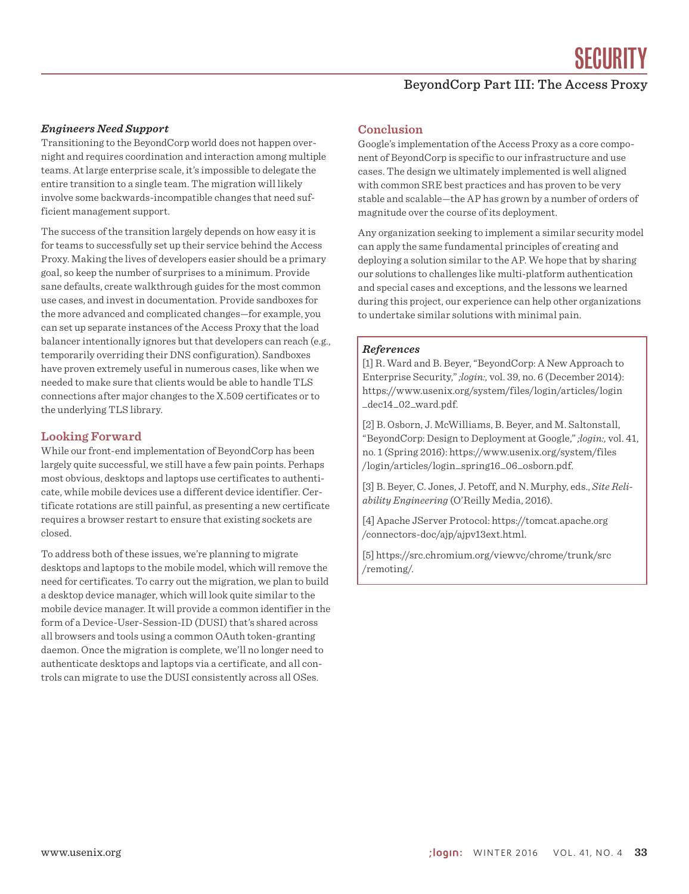### *Engineers Need Support*

Transitioning to the BeyondCorp world does not happen overnight and requires coordination and interaction among multiple teams. At large enterprise scale, it's impossible to delegate the entire transition to a single team. The migration will likely involve some backwards-incompatible changes that need sufficient management support.

The success of the transition largely depends on how easy it is for teams to successfully set up their service behind the Access Proxy. Making the lives of developers easier should be a primary goal, so keep the number of surprises to a minimum. Provide sane defaults, create walkthrough guides for the most common use cases, and invest in documentation. Provide sandboxes for the more advanced and complicated changes—for example, you can set up separate instances of the Access Proxy that the load balancer intentionally ignores but that developers can reach (e.g., temporarily overriding their DNS configuration). Sandboxes have proven extremely useful in numerous cases, like when we needed to make sure that clients would be able to handle TLS connections after major changes to the X.509 certificates or to the underlying TLS library.

## Looking Forward

While our front-end implementation of BeyondCorp has been largely quite successful, we still have a few pain points. Perhaps most obvious, desktops and laptops use certificates to authenticate, while mobile devices use a different device identifier. Certificate rotations are still painful, as presenting a new certificate requires a browser restart to ensure that existing sockets are closed.

To address both of these issues, we're planning to migrate desktops and laptops to the mobile model, which will remove the need for certificates. To carry out the migration, we plan to build a desktop device manager, which will look quite similar to the mobile device manager. It will provide a common identifier in the form of a Device-User-Session-ID (DUSI) that's shared across all browsers and tools using a common OAuth token-granting daemon. Once the migration is complete, we'll no longer need to authenticate desktops and laptops via a certificate, and all controls can migrate to use the DUSI consistently across all OSes.

## Conclusion

Google's implementation of the Access Proxy as a core component of BeyondCorp is specific to our infrastructure and use cases. The design we ultimately implemented is well aligned with common SRE best practices and has proven to be very stable and scalable—the AP has grown by a number of orders of magnitude over the course of its deployment.

Any organization seeking to implement a similar security model can apply the same fundamental principles of creating and deploying a solution similar to the AP. We hope that by sharing our solutions to challenges like multi-platform authentication and special cases and exceptions, and the lessons we learned during this project, our experience can help other organizations to undertake similar solutions with minimal pain.

### *References*

[1] R. Ward and B. Beyer, "BeyondCorp: A New Approach to Enterprise Security," *;login:,* vol. 39, no. 6 (December 2014): https://www.usenix.org/system/files/login/articles/login_dec14_02_ward.pdf.

[2] B. Osborn, J. McWilliams, B. Beyer, and M. Saltonstall, "BeyondCorp: Design to Deployment at Google," *;login:,* vol. 41, no. 1 (Spring 2016): https://www.usenix.org/system/files/login/articles/login_spring16_06_osborn.pdf.

[3] B. Beyer, C. Jones, J. Petoff, and N. Murphy, eds., *Site Reliability Engineering* (O'Reilly Media, 2016).

[4] Apache JServer Protocol: https://tomcat.apache.org/connectors-doc/ajp/ajpv13ext.html.

[5] https://src.chromium.org/viewvc/chrome/trunk/src/remoting/.